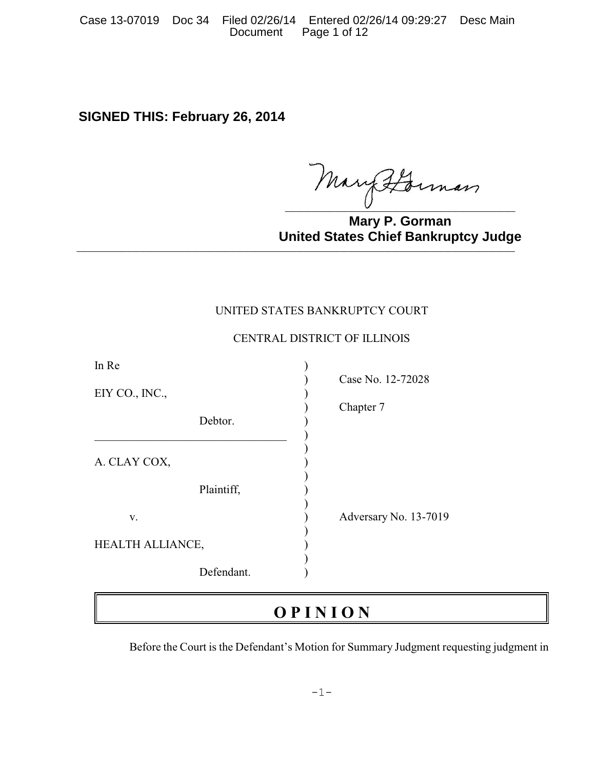**SIGNED THIS: February 26, 2014**

**Mary P. Gorman**
**United States Chief Bankruptcy Judge**

---

UNITED STATES BANKRUPTCY COURT

CENTRAL DISTRICT OF ILLINOIS

| | | |
|---|---|---|
| In Re | ) | |
| | ) | Case No. 12-72028 |
| EIY CO., INC., | ) | |
| | ) | Chapter 7 |
| Debtor. | ) | |
| | ) | |
| A. CLAY COX, | ) | |
| | ) | |
| Plaintiff, | ) | |
| | ) | |
| v. | ) | Adversary No. 13-7019 |
| | ) | |
| HEALTH ALLIANCE, | ) | |
| | ) | |
| Defendant. | ) | |

# O P I N I O N

Before the Court is the Defendant's Motion for Summary Judgment requesting judgment in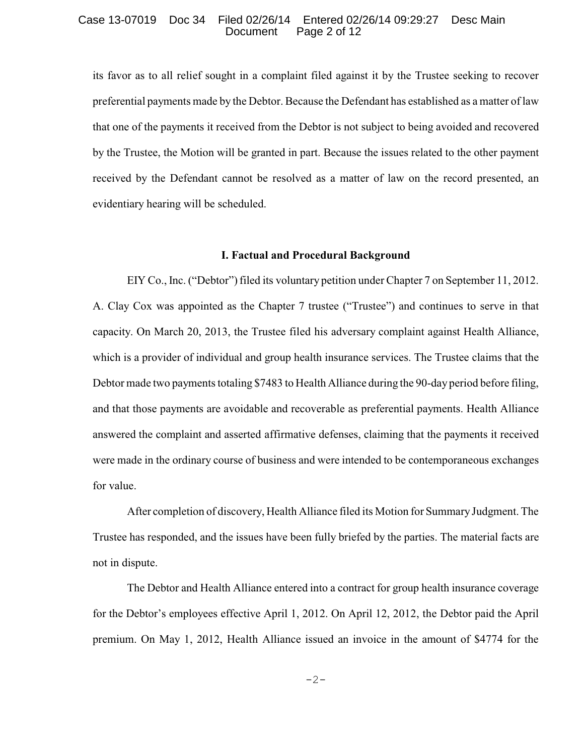its favor as to all relief sought in a complaint filed against it by the Trustee seeking to recover preferential payments made by the Debtor. Because the Defendant has established as a matter of law that one of the payments it received from the Debtor is not subject to being avoided and recovered by the Trustee, the Motion will be granted in part. Because the issues related to the other payment received by the Defendant cannot be resolved as a matter of law on the record presented, an evidentiary hearing will be scheduled.

## I. Factual and Procedural Background

EIY Co., Inc. ("Debtor") filed its voluntary petition under Chapter 7 on September 11, 2012. A. Clay Cox was appointed as the Chapter 7 trustee ("Trustee") and continues to serve in that capacity. On March 20, 2013, the Trustee filed his adversary complaint against Health Alliance, which is a provider of individual and group health insurance services. The Trustee claims that the Debtor made two payments totaling $7483 to Health Alliance during the 90-day period before filing, and that those payments are avoidable and recoverable as preferential payments. Health Alliance answered the complaint and asserted affirmative defenses, claiming that the payments it received were made in the ordinary course of business and were intended to be contemporaneous exchanges for value.

After completion of discovery, Health Alliance filed its Motion for Summary Judgment. The Trustee has responded, and the issues have been fully briefed by the parties. The material facts are not in dispute.

The Debtor and Health Alliance entered into a contract for group health insurance coverage for the Debtor's employees effective April 1, 2012. On April 12, 2012, the Debtor paid the April premium. On May 1, 2012, Health Alliance issued an invoice in the amount of $4774 for the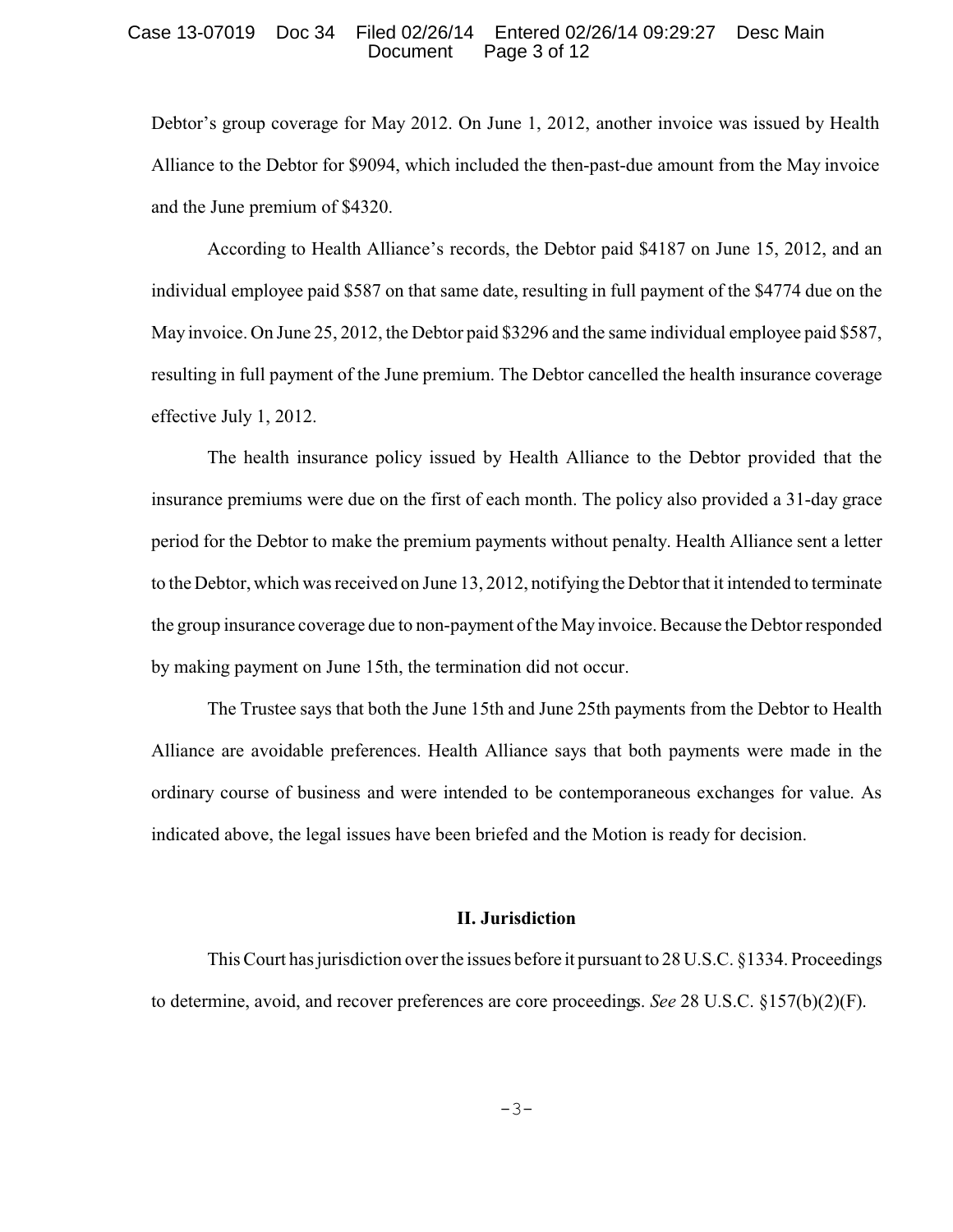Debtor's group coverage for May 2012. On June 1, 2012, another invoice was issued by Health Alliance to the Debtor for $9094, which included the then-past-due amount from the May invoice and the June premium of $4320.

According to Health Alliance's records, the Debtor paid $4187 on June 15, 2012, and an individual employee paid $587 on that same date, resulting in full payment of the $4774 due on the May invoice. On June 25, 2012, the Debtor paid $3296 and the same individual employee paid $587, resulting in full payment of the June premium. The Debtor cancelled the health insurance coverage effective July 1, 2012.

The health insurance policy issued by Health Alliance to the Debtor provided that the insurance premiums were due on the first of each month. The policy also provided a 31-day grace period for the Debtor to make the premium payments without penalty. Health Alliance sent a letter to the Debtor, which was received on June 13, 2012, notifying the Debtor that it intended to terminate the group insurance coverage due to non-payment of the May invoice. Because the Debtor responded by making payment on June 15th, the termination did not occur.

The Trustee says that both the June 15th and June 25th payments from the Debtor to Health Alliance are avoidable preferences. Health Alliance says that both payments were made in the ordinary course of business and were intended to be contemporaneous exchanges for value. As indicated above, the legal issues have been briefed and the Motion is ready for decision.

## II. Jurisdiction

This Court has jurisdiction over the issues before it pursuant to 28 U.S.C. §1334. Proceedings to determine, avoid, and recover preferences are core proceedings. *See* 28 U.S.C. §157(b)(2)(F).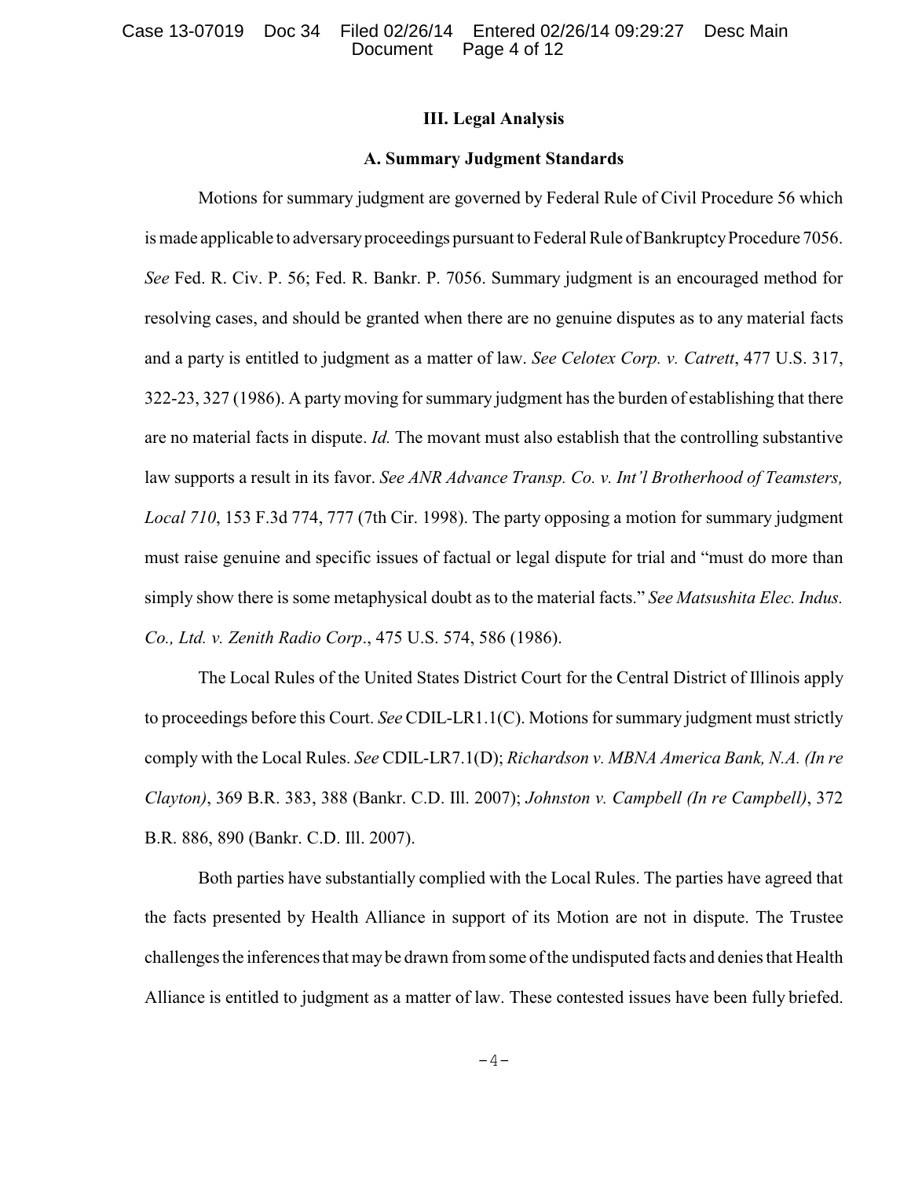## III. Legal Analysis

### A. Summary Judgment Standards

Motions for summary judgment are governed by Federal Rule of Civil Procedure 56 which is made applicable to adversary proceedings pursuant to Federal Rule of Bankruptcy Procedure 7056. *See* Fed. R. Civ. P. 56; Fed. R. Bankr. P. 7056. Summary judgment is an encouraged method for resolving cases, and should be granted when there are no genuine disputes as to any material facts and a party is entitled to judgment as a matter of law. *See Celotex Corp. v. Catrett*, 477 U.S. 317, 322-23, 327 (1986). A party moving for summary judgment has the burden of establishing that there are no material facts in dispute. *Id.* The movant must also establish that the controlling substantive law supports a result in its favor. *See ANR Advance Transp. Co. v. Int'l Brotherhood of Teamsters, Local 710*, 153 F.3d 774, 777 (7th Cir. 1998). The party opposing a motion for summary judgment must raise genuine and specific issues of factual or legal dispute for trial and "must do more than simply show there is some metaphysical doubt as to the material facts." *See Matsushita Elec. Indus. Co., Ltd. v. Zenith Radio Corp*., 475 U.S. 574, 586 (1986).

The Local Rules of the United States District Court for the Central District of Illinois apply to proceedings before this Court. *See* CDIL-LR1.1(C). Motions for summary judgment must strictly comply with the Local Rules. *See* CDIL-LR7.1(D); *Richardson v. MBNA America Bank, N.A. (In re Clayton)*, 369 B.R. 383, 388 (Bankr. C.D. Ill. 2007); *Johnston v. Campbell (In re Campbell)*, 372 B.R. 886, 890 (Bankr. C.D. Ill. 2007).

Both parties have substantially complied with the Local Rules. The parties have agreed that the facts presented by Health Alliance in support of its Motion are not in dispute. The Trustee challenges the inferences that may be drawn from some of the undisputed facts and denies that Health Alliance is entitled to judgment as a matter of law. These contested issues have been fully briefed.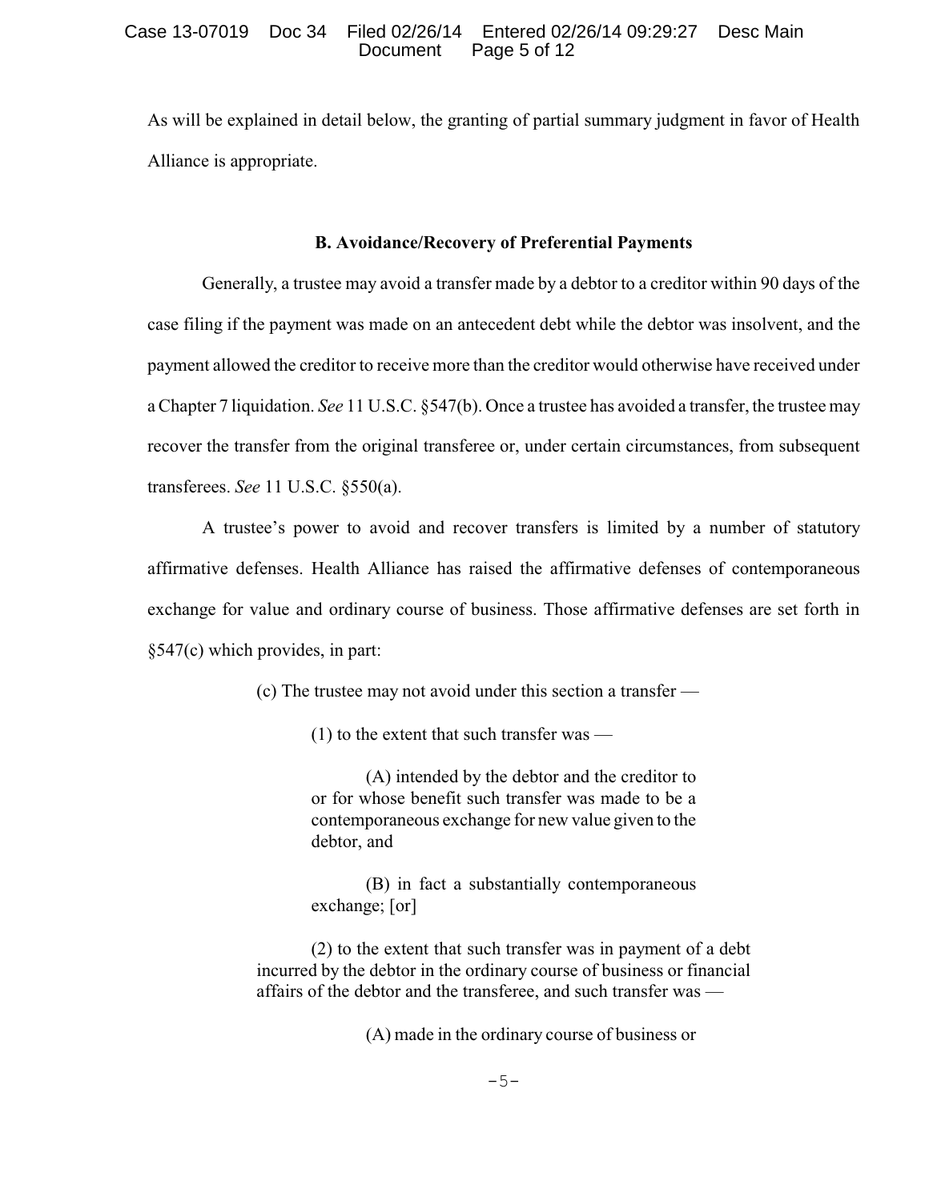As will be explained in detail below, the granting of partial summary judgment in favor of Health Alliance is appropriate.

**B. Avoidance/Recovery of Preferential Payments**

Generally, a trustee may avoid a transfer made by a debtor to a creditor within 90 days of the case filing if the payment was made on an antecedent debt while the debtor was insolvent, and the payment allowed the creditor to receive more than the creditor would otherwise have received under a Chapter 7 liquidation. *See* 11 U.S.C. §547(b). Once a trustee has avoided a transfer, the trustee may recover the transfer from the original transferee or, under certain circumstances, from subsequent transferees. *See* 11 U.S.C. §550(a).

A trustee's power to avoid and recover transfers is limited by a number of statutory affirmative defenses. Health Alliance has raised the affirmative defenses of contemporaneous exchange for value and ordinary course of business. Those affirmative defenses are set forth in §547(c) which provides, in part:

> (c) The trustee may not avoid under this section a transfer —
>
> (1) to the extent that such transfer was —
>
> (A) intended by the debtor and the creditor to or for whose benefit such transfer was made to be a contemporaneous exchange for new value given to the debtor, and
>
> (B) in fact a substantially contemporaneous exchange; [or]
>
> (2) to the extent that such transfer was in payment of a debt incurred by the debtor in the ordinary course of business or financial affairs of the debtor and the transferee, and such transfer was —
>
> (A) made in the ordinary course of business or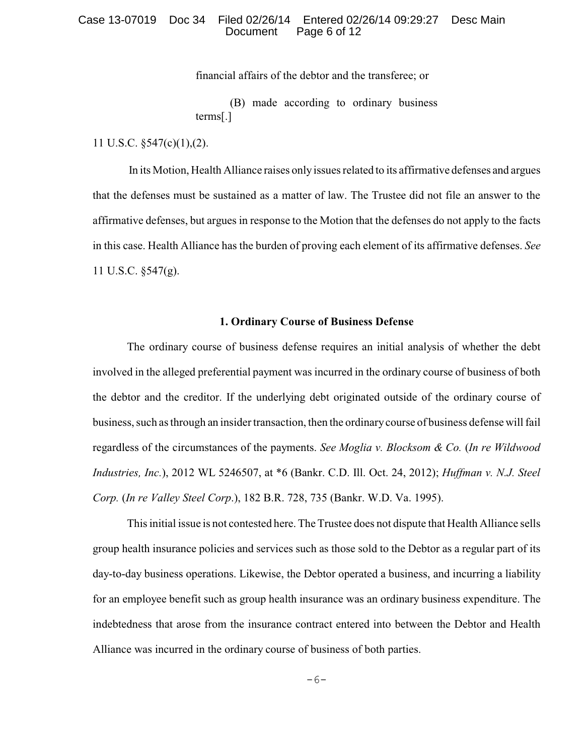financial affairs of the debtor and the transferee; or

> (B) made according to ordinary business terms[.]

11 U.S.C. §547(c)(1),(2).

In its Motion, Health Alliance raises only issues related to its affirmative defenses and argues that the defenses must be sustained as a matter of law. The Trustee did not file an answer to the affirmative defenses, but argues in response to the Motion that the defenses do not apply to the facts in this case. Health Alliance has the burden of proving each element of its affirmative defenses. *See* 11 U.S.C. §547(g).

### 1. Ordinary Course of Business Defense

The ordinary course of business defense requires an initial analysis of whether the debt involved in the alleged preferential payment was incurred in the ordinary course of business of both the debtor and the creditor. If the underlying debt originated outside of the ordinary course of business, such as through an insider transaction, then the ordinary course of business defense will fail regardless of the circumstances of the payments. *See Moglia v. Blocksom & Co.* (*In re Wildwood Industries, Inc.*), 2012 WL 5246507, at *6 (Bankr. C.D. Ill. Oct. 24, 2012); *Huffman v. N.J. Steel Corp.* (*In re Valley Steel Corp.*), 182 B.R. 728, 735 (Bankr. W.D. Va. 1995).

This initial issue is not contested here. The Trustee does not dispute that Health Alliance sells group health insurance policies and services such as those sold to the Debtor as a regular part of its day-to-day business operations. Likewise, the Debtor operated a business, and incurring a liability for an employee benefit such as group health insurance was an ordinary business expenditure. The indebtedness that arose from the insurance contract entered into between the Debtor and Health Alliance was incurred in the ordinary course of business of both parties.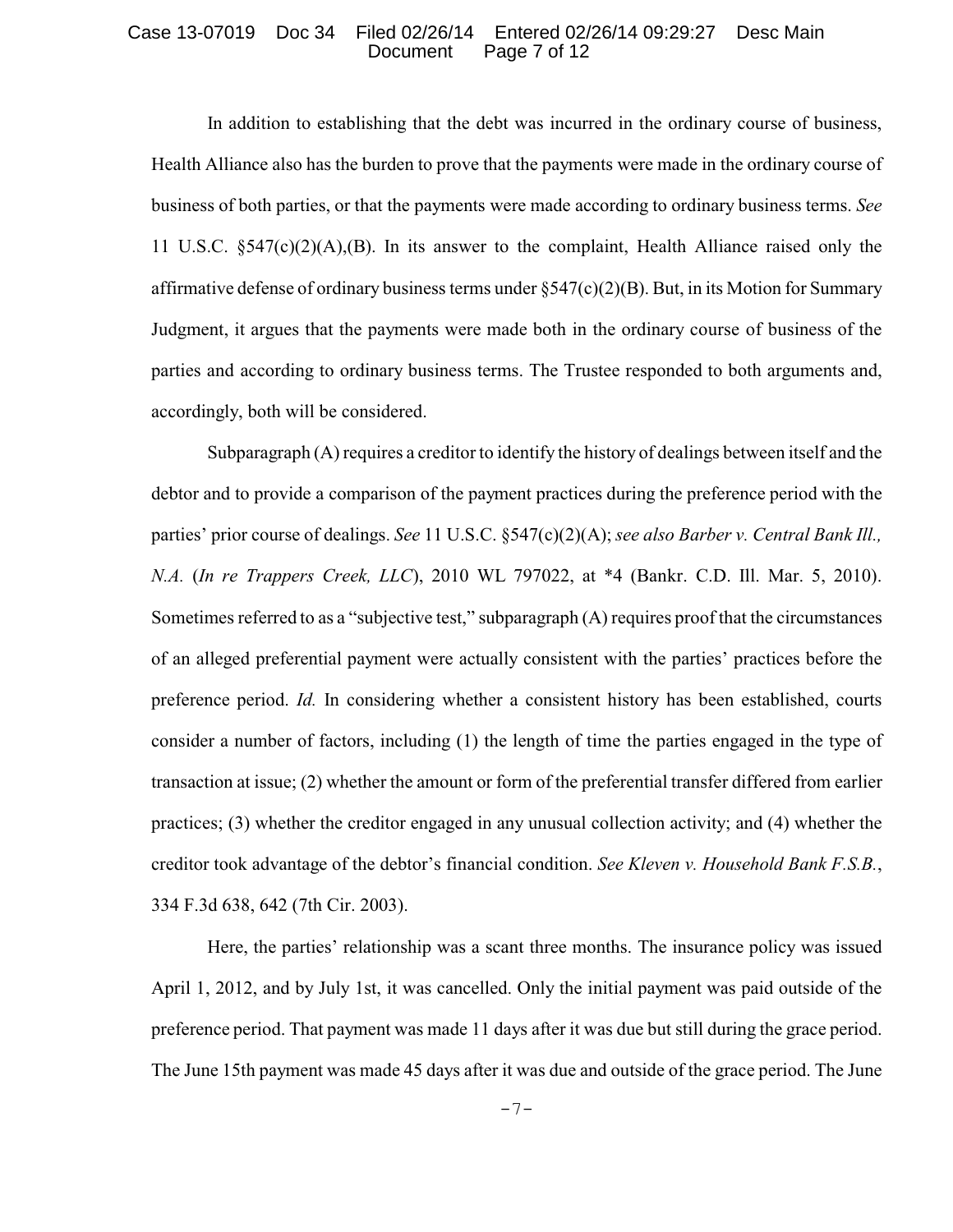In addition to establishing that the debt was incurred in the ordinary course of business, Health Alliance also has the burden to prove that the payments were made in the ordinary course of business of both parties, or that the payments were made according to ordinary business terms. *See* 11 U.S.C. §547(c)(2)(A),(B). In its answer to the complaint, Health Alliance raised only the affirmative defense of ordinary business terms under §547(c)(2)(B). But, in its Motion for Summary Judgment, it argues that the payments were made both in the ordinary course of business of the parties and according to ordinary business terms. The Trustee responded to both arguments and, accordingly, both will be considered.

Subparagraph (A) requires a creditor to identify the history of dealings between itself and the debtor and to provide a comparison of the payment practices during the preference period with the parties' prior course of dealings. *See* 11 U.S.C. §547(c)(2)(A); *see also Barber v. Central Bank Ill., N.A.* (*In re Trappers Creek, LLC*), 2010 WL 797022, at *4 (Bankr. C.D. Ill. Mar. 5, 2010). Sometimes referred to as a "subjective test," subparagraph (A) requires proof that the circumstances of an alleged preferential payment were actually consistent with the parties' practices before the preference period. *Id.* In considering whether a consistent history has been established, courts consider a number of factors, including (1) the length of time the parties engaged in the type of transaction at issue; (2) whether the amount or form of the preferential transfer differed from earlier practices; (3) whether the creditor engaged in any unusual collection activity; and (4) whether the creditor took advantage of the debtor's financial condition. *See Kleven v. Household Bank F.S.B.*, 334 F.3d 638, 642 (7th Cir. 2003).

Here, the parties' relationship was a scant three months. The insurance policy was issued April 1, 2012, and by July 1st, it was cancelled. Only the initial payment was paid outside of the preference period. That payment was made 11 days after it was due but still during the grace period. The June 15th payment was made 45 days after it was due and outside of the grace period. The June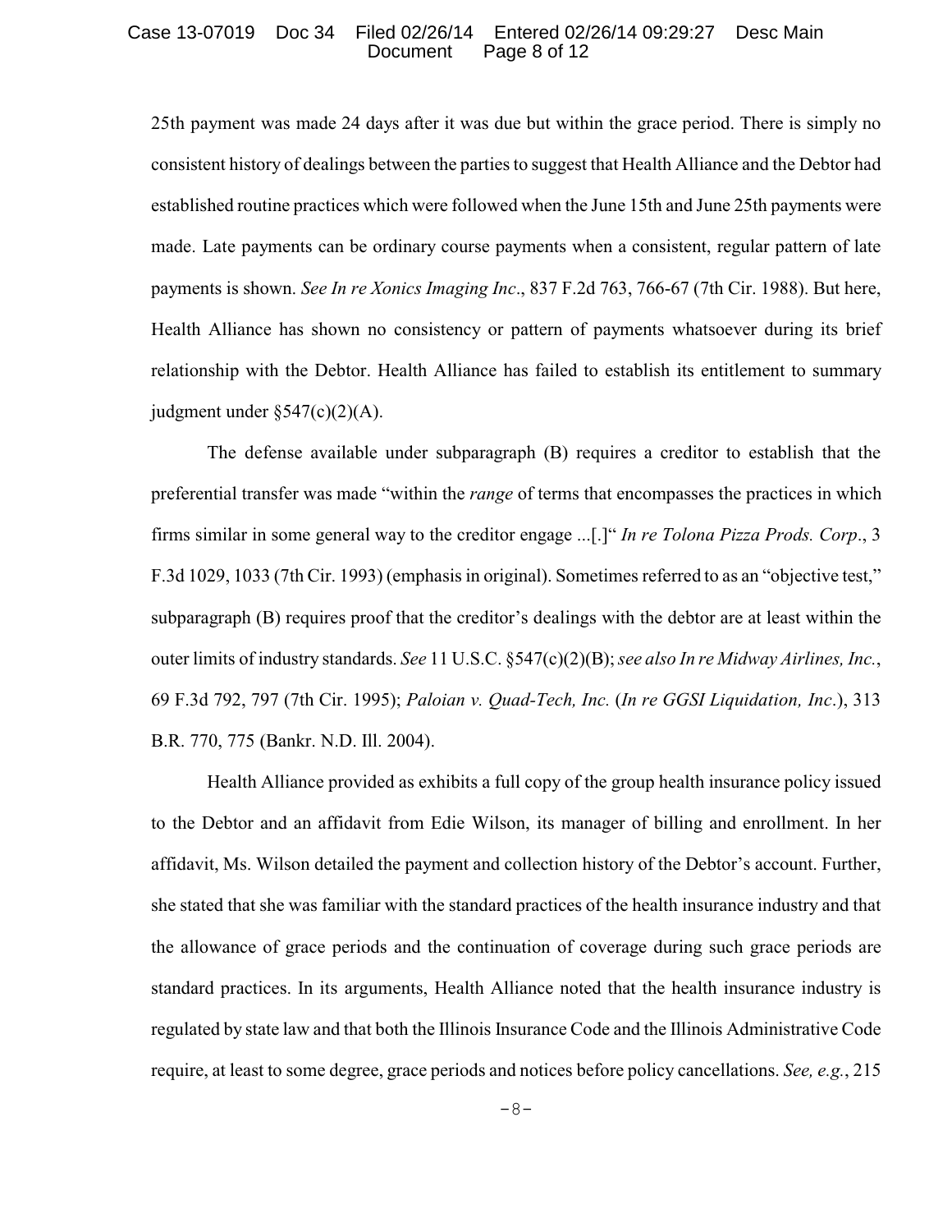25th payment was made 24 days after it was due but within the grace period. There is simply no consistent history of dealings between the parties to suggest that Health Alliance and the Debtor had established routine practices which were followed when the June 15th and June 25th payments were made. Late payments can be ordinary course payments when a consistent, regular pattern of late payments is shown. *See In re Xonics Imaging Inc*., 837 F.2d 763, 766-67 (7th Cir. 1988). But here, Health Alliance has shown no consistency or pattern of payments whatsoever during its brief relationship with the Debtor. Health Alliance has failed to establish its entitlement to summary judgment under §547(c)(2)(A).

The defense available under subparagraph (B) requires a creditor to establish that the preferential transfer was made "within the *range* of terms that encompasses the practices in which firms similar in some general way to the creditor engage ...[.]" *In re Tolona Pizza Prods. Corp*., 3 F.3d 1029, 1033 (7th Cir. 1993) (emphasis in original). Sometimes referred to as an "objective test," subparagraph (B) requires proof that the creditor's dealings with the debtor are at least within the outer limits of industry standards. *See* 11 U.S.C. §547(c)(2)(B); *see also In re Midway Airlines, Inc.*, 69 F.3d 792, 797 (7th Cir. 1995); *Paloian v. Quad-Tech, Inc.* (*In re GGSI Liquidation, Inc*.), 313 B.R. 770, 775 (Bankr. N.D. Ill. 2004).

Health Alliance provided as exhibits a full copy of the group health insurance policy issued to the Debtor and an affidavit from Edie Wilson, its manager of billing and enrollment. In her affidavit, Ms. Wilson detailed the payment and collection history of the Debtor's account. Further, she stated that she was familiar with the standard practices of the health insurance industry and that the allowance of grace periods and the continuation of coverage during such grace periods are standard practices. In its arguments, Health Alliance noted that the health insurance industry is regulated by state law and that both the Illinois Insurance Code and the Illinois Administrative Code require, at least to some degree, grace periods and notices before policy cancellations. *See, e.g.*, 215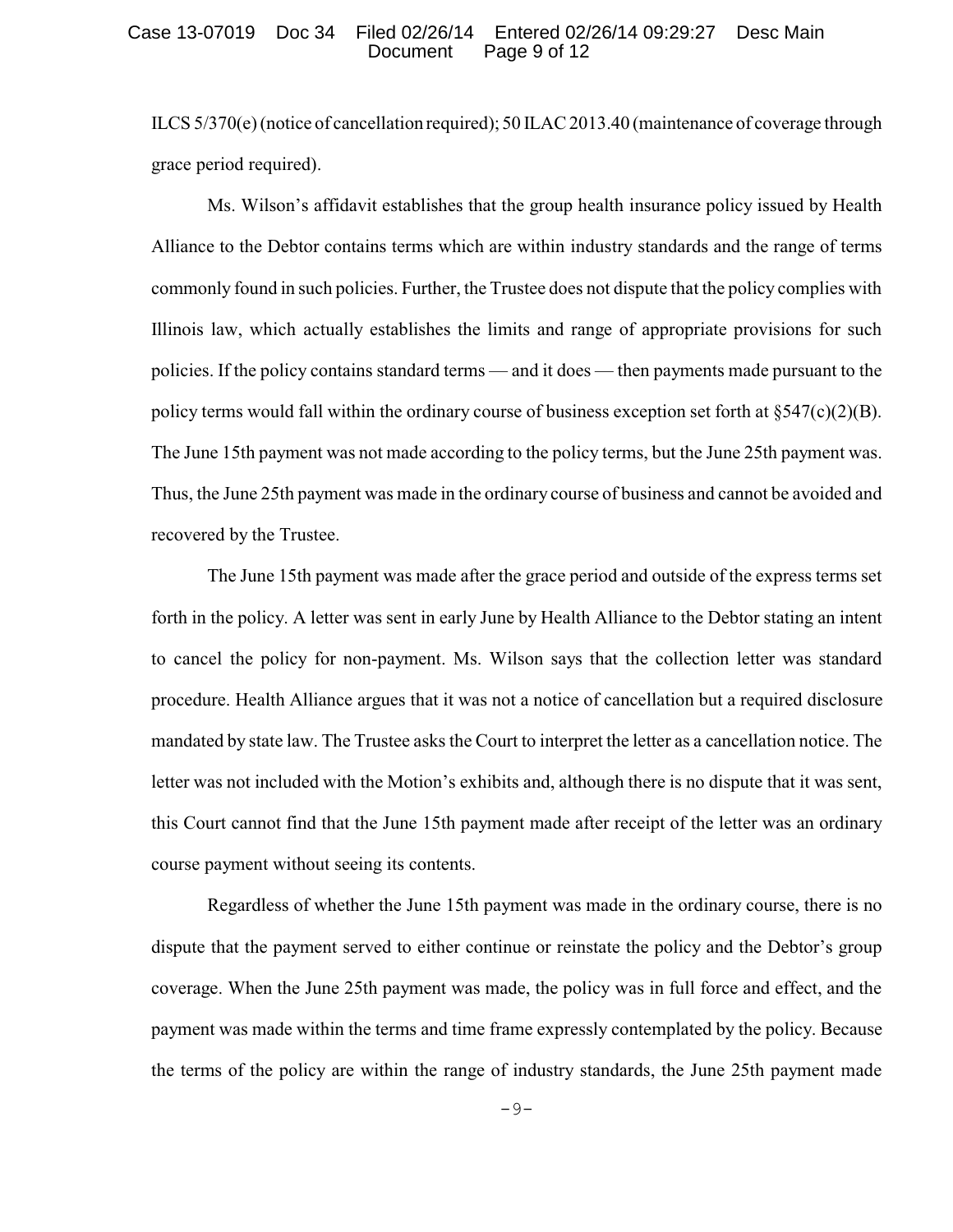ILCS 5/370(e) (notice of cancellation required); 50 ILAC 2013.40 (maintenance of coverage through grace period required).

Ms. Wilson's affidavit establishes that the group health insurance policy issued by Health Alliance to the Debtor contains terms which are within industry standards and the range of terms commonly found in such policies. Further, the Trustee does not dispute that the policy complies with Illinois law, which actually establishes the limits and range of appropriate provisions for such policies. If the policy contains standard terms — and it does — then payments made pursuant to the policy terms would fall within the ordinary course of business exception set forth at §547(c)(2)(B). The June 15th payment was not made according to the policy terms, but the June 25th payment was. Thus, the June 25th payment was made in the ordinary course of business and cannot be avoided and recovered by the Trustee.

The June 15th payment was made after the grace period and outside of the express terms set forth in the policy. A letter was sent in early June by Health Alliance to the Debtor stating an intent to cancel the policy for non-payment. Ms. Wilson says that the collection letter was standard procedure. Health Alliance argues that it was not a notice of cancellation but a required disclosure mandated by state law. The Trustee asks the Court to interpret the letter as a cancellation notice. The letter was not included with the Motion's exhibits and, although there is no dispute that it was sent, this Court cannot find that the June 15th payment made after receipt of the letter was an ordinary course payment without seeing its contents.

Regardless of whether the June 15th payment was made in the ordinary course, there is no dispute that the payment served to either continue or reinstate the policy and the Debtor's group coverage. When the June 25th payment was made, the policy was in full force and effect, and the payment was made within the terms and time frame expressly contemplated by the policy. Because the terms of the policy are within the range of industry standards, the June 25th payment made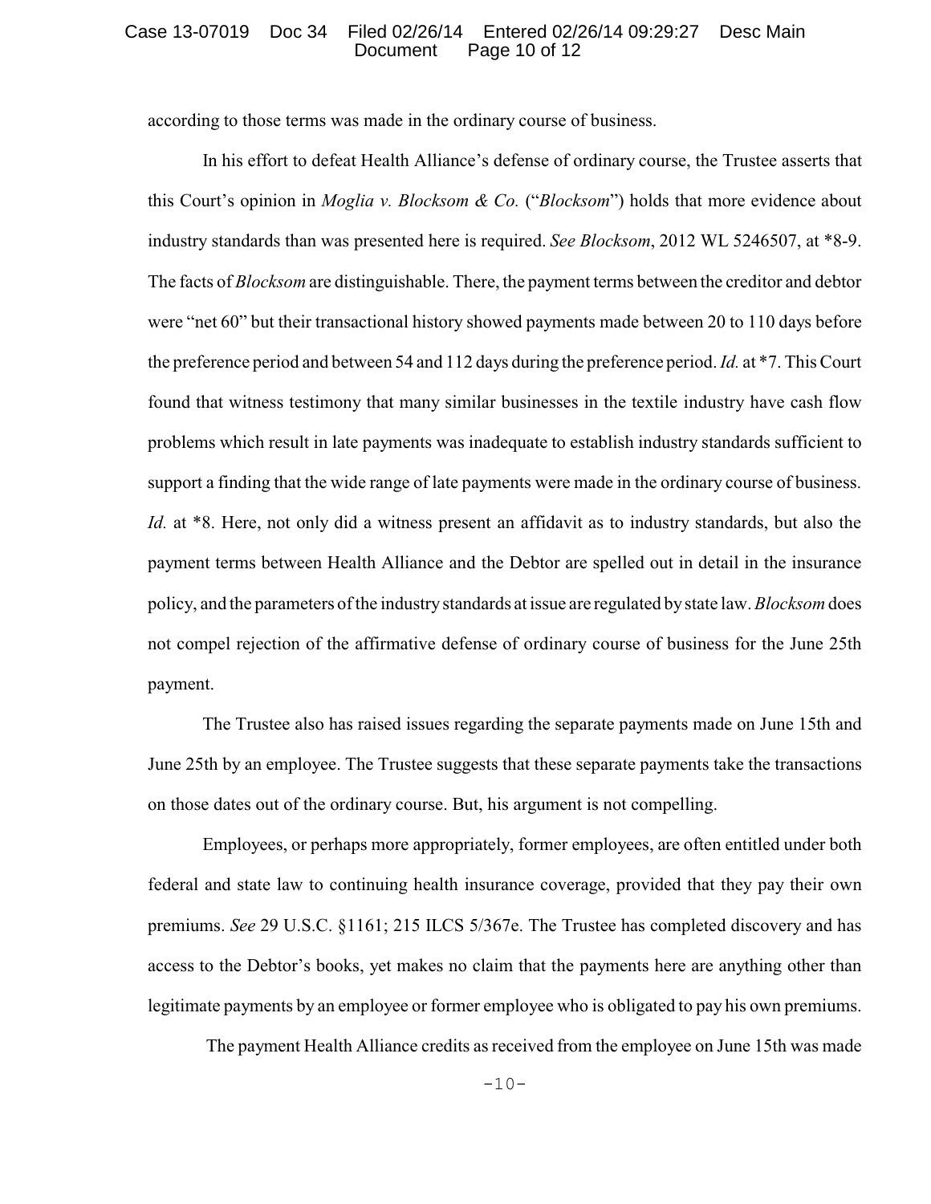according to those terms was made in the ordinary course of business.

In his effort to defeat Health Alliance's defense of ordinary course, the Trustee asserts that this Court's opinion in *Moglia v. Blocksom & Co.* ("*Blocksom*") holds that more evidence about industry standards than was presented here is required. *See Blocksom*, 2012 WL 5246507, at *8-9. The facts of *Blocksom* are distinguishable. There, the payment terms between the creditor and debtor were "net 60" but their transactional history showed payments made between 20 to 110 days before the preference period and between 54 and 112 days during the preference period. *Id.* at *7. This Court found that witness testimony that many similar businesses in the textile industry have cash flow problems which result in late payments was inadequate to establish industry standards sufficient to support a finding that the wide range of late payments were made in the ordinary course of business. *Id.* at *8. Here, not only did a witness present an affidavit as to industry standards, but also the payment terms between Health Alliance and the Debtor are spelled out in detail in the insurance policy, and the parameters of the industry standards at issue are regulated by state law. *Blocksom* does not compel rejection of the affirmative defense of ordinary course of business for the June 25th payment.

The Trustee also has raised issues regarding the separate payments made on June 15th and June 25th by an employee. The Trustee suggests that these separate payments take the transactions on those dates out of the ordinary course. But, his argument is not compelling.

Employees, or perhaps more appropriately, former employees, are often entitled under both federal and state law to continuing health insurance coverage, provided that they pay their own premiums. *See* 29 U.S.C. §1161; 215 ILCS 5/367e. The Trustee has completed discovery and has access to the Debtor's books, yet makes no claim that the payments here are anything other than legitimate payments by an employee or former employee who is obligated to pay his own premiums.

The payment Health Alliance credits as received from the employee on June 15th was made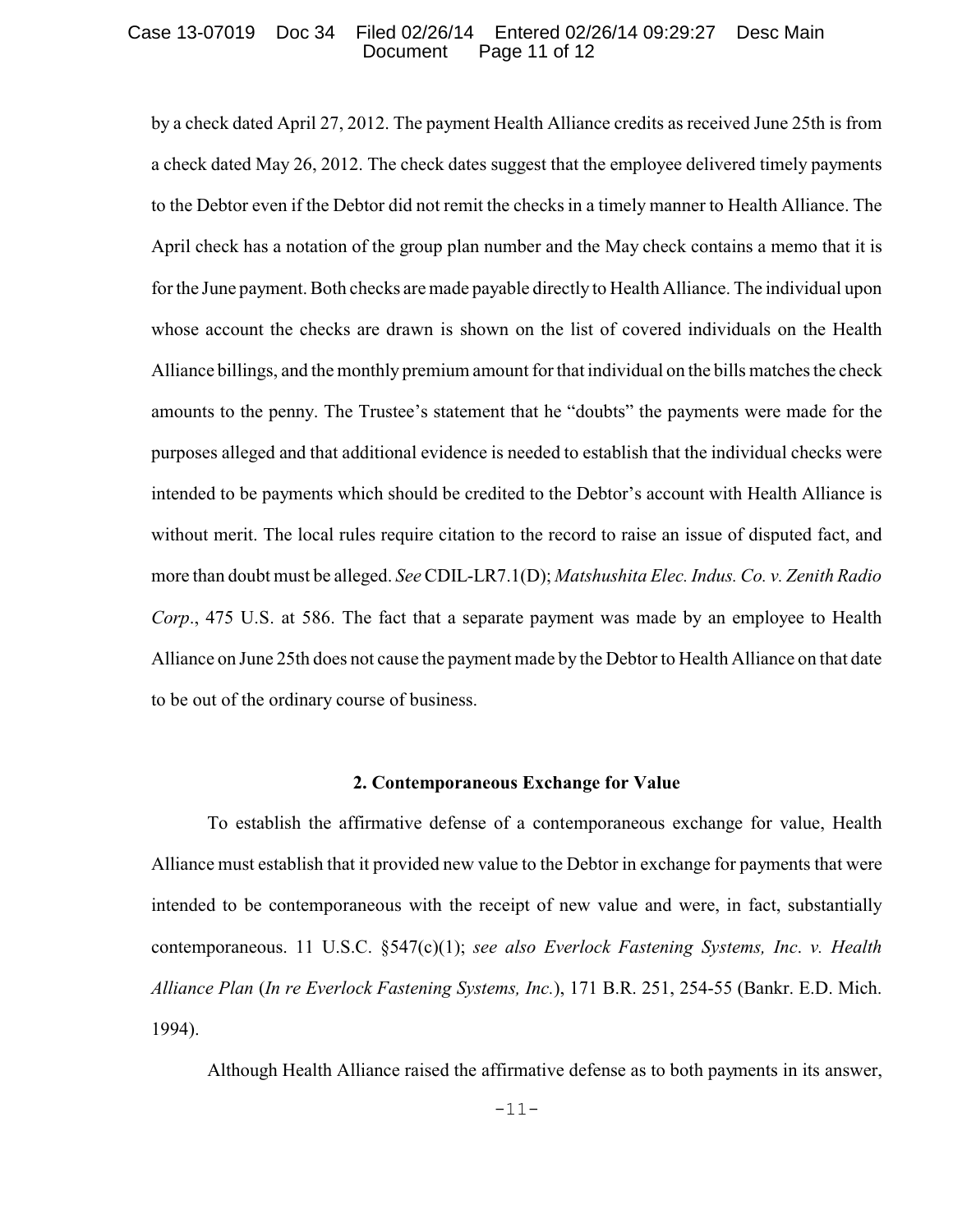by a check dated April 27, 2012. The payment Health Alliance credits as received June 25th is from a check dated May 26, 2012. The check dates suggest that the employee delivered timely payments to the Debtor even if the Debtor did not remit the checks in a timely manner to Health Alliance. The April check has a notation of the group plan number and the May check contains a memo that it is for the June payment. Both checks are made payable directly to Health Alliance. The individual upon whose account the checks are drawn is shown on the list of covered individuals on the Health Alliance billings, and the monthly premium amount for that individual on the bills matches the check amounts to the penny. The Trustee's statement that he "doubts" the payments were made for the purposes alleged and that additional evidence is needed to establish that the individual checks were intended to be payments which should be credited to the Debtor's account with Health Alliance is without merit. The local rules require citation to the record to raise an issue of disputed fact, and more than doubt must be alleged. *See* CDIL-LR7.1(D); *Matshushita Elec. Indus. Co. v. Zenith Radio Corp*., 475 U.S. at 586. The fact that a separate payment was made by an employee to Health Alliance on June 25th does not cause the payment made by the Debtor to Health Alliance on that date to be out of the ordinary course of business.

### 2. Contemporaneous Exchange for Value

To establish the affirmative defense of a contemporaneous exchange for value, Health Alliance must establish that it provided new value to the Debtor in exchange for payments that were intended to be contemporaneous with the receipt of new value and were, in fact, substantially contemporaneous. 11 U.S.C. §547(c)(1); *see also Everlock Fastening Systems, Inc. v. Health Alliance Plan* (*In re Everlock Fastening Systems, Inc.*), 171 B.R. 251, 254-55 (Bankr. E.D. Mich. 1994).

Although Health Alliance raised the affirmative defense as to both payments in its answer,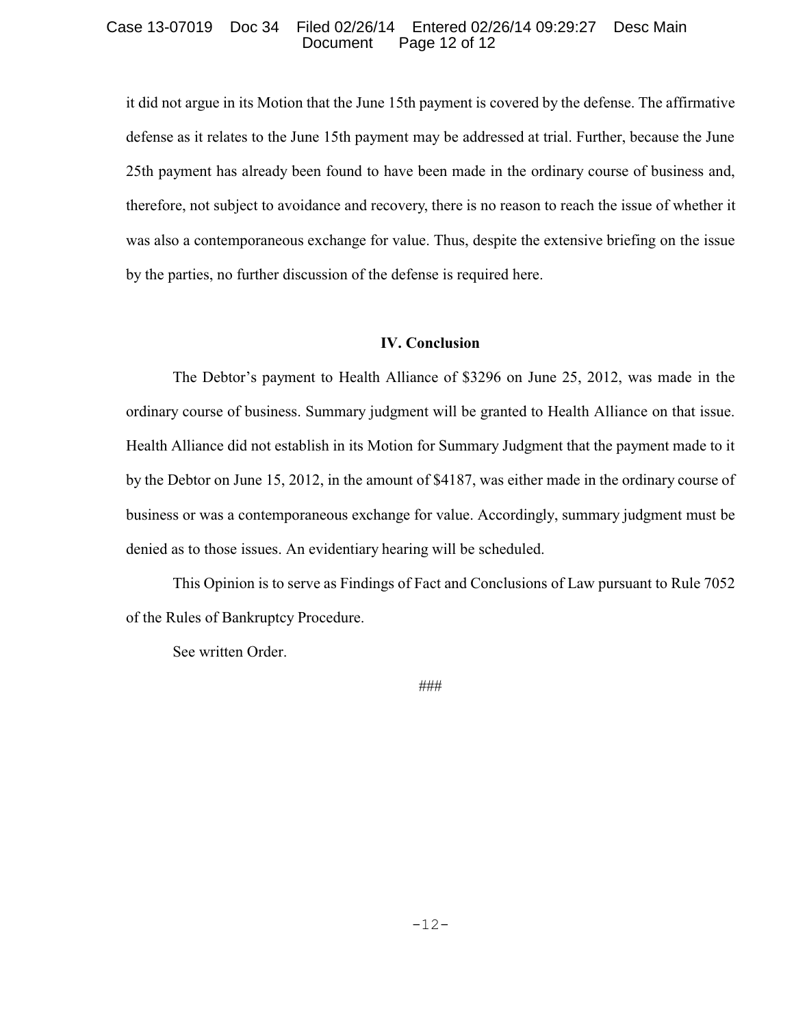it did not argue in its Motion that the June 15th payment is covered by the defense. The affirmative defense as it relates to the June 15th payment may be addressed at trial. Further, because the June 25th payment has already been found to have been made in the ordinary course of business and, therefore, not subject to avoidance and recovery, there is no reason to reach the issue of whether it was also a contemporaneous exchange for value. Thus, despite the extensive briefing on the issue by the parties, no further discussion of the defense is required here.

## IV. Conclusion

The Debtor's payment to Health Alliance of $3296 on June 25, 2012, was made in the ordinary course of business. Summary judgment will be granted to Health Alliance on that issue. Health Alliance did not establish in its Motion for Summary Judgment that the payment made to it by the Debtor on June 15, 2012, in the amount of $4187, was either made in the ordinary course of business or was a contemporaneous exchange for value. Accordingly, summary judgment must be denied as to those issues. An evidentiary hearing will be scheduled.

This Opinion is to serve as Findings of Fact and Conclusions of Law pursuant to Rule 7052 of the Rules of Bankruptcy Procedure.

See written Order.

###